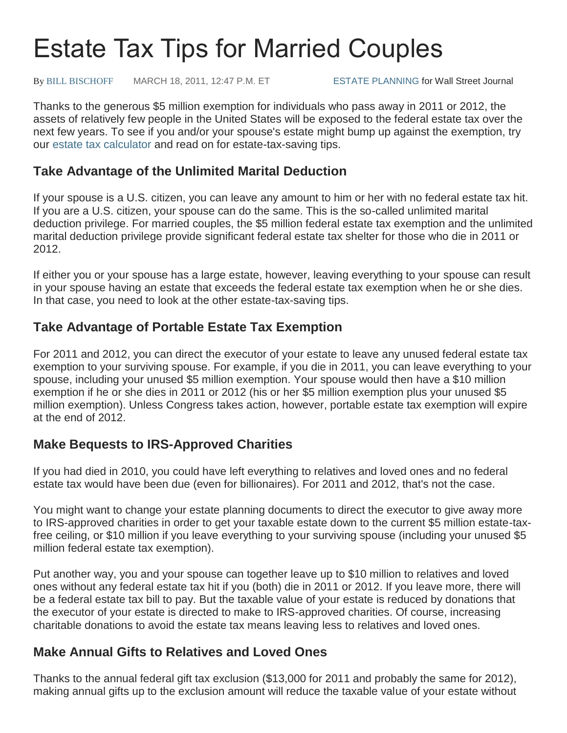# Estate Tax Tips for Married Couples

By BILL BISCHOFF MARCH 18, 2011, 12:47 P.M. ET ESTATE PLANNING for Wall Street Journal

Thanks to the generous $5 million exemption for individuals who pass away in 2011 or 2012, the assets of relatively few people in the United States will be exposed to the federal estate tax over the next few years. To see if you and/or your spouse's estate might bump up against the exemption, try our estate tax calculator and read on for estate-tax-saving tips.

## Take Advantage of the Unlimited Marital Deduction

If your spouse is a U.S. citizen, you can leave any amount to him or her with no federal estate tax hit. If you are a U.S. citizen, your spouse can do the same. This is the so-called unlimited marital deduction privilege. For married couples, the $5 million federal estate tax exemption and the unlimited marital deduction privilege provide significant federal estate tax shelter for those who die in 2011 or 2012.

If either you or your spouse has a large estate, however, leaving everything to your spouse can result in your spouse having an estate that exceeds the federal estate tax exemption when he or she dies. In that case, you need to look at the other estate-tax-saving tips.

## Take Advantage of Portable Estate Tax Exemption

For 2011 and 2012, you can direct the executor of your estate to leave any unused federal estate tax exemption to your surviving spouse. For example, if you die in 2011, you can leave everything to your spouse, including your unused $5 million exemption. Your spouse would then have a $10 million exemption if he or she dies in 2011 or 2012 (his or her $5 million exemption plus your unused $5 million exemption). Unless Congress takes action, however, portable estate tax exemption will expire at the end of 2012.

## Make Bequests to IRS-Approved Charities

If you had died in 2010, you could have left everything to relatives and loved ones and no federal estate tax would have been due (even for billionaires). For 2011 and 2012, that's not the case.

You might want to change your estate planning documents to direct the executor to give away more to IRS-approved charities in order to get your taxable estate down to the current $5 million estate-tax-free ceiling, or $10 million if you leave everything to your surviving spouse (including your unused $5 million federal estate tax exemption).

Put another way, you and your spouse can together leave up to $10 million to relatives and loved ones without any federal estate tax hit if you (both) die in 2011 or 2012. If you leave more, there will be a federal estate tax bill to pay. But the taxable value of your estate is reduced by donations that the executor of your estate is directed to make to IRS-approved charities. Of course, increasing charitable donations to avoid the estate tax means leaving less to relatives and loved ones.

## Make Annual Gifts to Relatives and Loved Ones

Thanks to the annual federal gift tax exclusion ($13,000 for 2011 and probably the same for 2012), making annual gifts up to the exclusion amount will reduce the taxable value of your estate without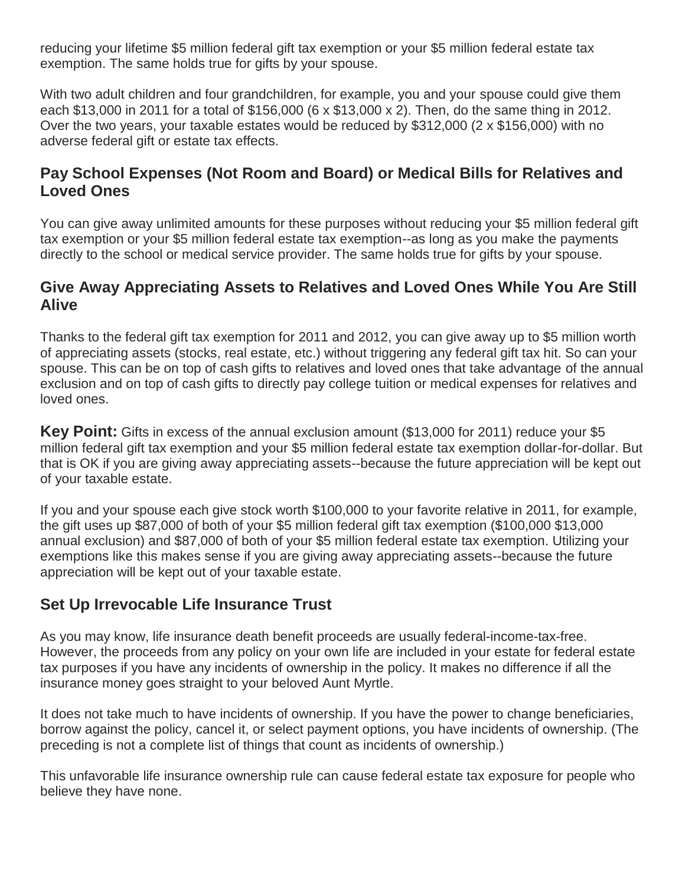reducing your lifetime $5 million federal gift tax exemption or your $5 million federal estate tax exemption. The same holds true for gifts by your spouse.

With two adult children and four grandchildren, for example, you and your spouse could give them each $13,000 in 2011 for a total of $156,000 (6 x $13,000 x 2). Then, do the same thing in 2012. Over the two years, your taxable estates would be reduced by $312,000 (2 x $156,000) with no adverse federal gift or estate tax effects.

## Pay School Expenses (Not Room and Board) or Medical Bills for Relatives and Loved Ones

You can give away unlimited amounts for these purposes without reducing your $5 million federal gift tax exemption or your $5 million federal estate tax exemption--as long as you make the payments directly to the school or medical service provider. The same holds true for gifts by your spouse.

## Give Away Appreciating Assets to Relatives and Loved Ones While You Are Still Alive

Thanks to the federal gift tax exemption for 2011 and 2012, you can give away up to $5 million worth of appreciating assets (stocks, real estate, etc.) without triggering any federal gift tax hit. So can your spouse. This can be on top of cash gifts to relatives and loved ones that take advantage of the annual exclusion and on top of cash gifts to directly pay college tuition or medical expenses for relatives and loved ones.

**Key Point:** Gifts in excess of the annual exclusion amount ($13,000 for 2011) reduce your $5 million federal gift tax exemption and your $5 million federal estate tax exemption dollar-for-dollar. But that is OK if you are giving away appreciating assets--because the future appreciation will be kept out of your taxable estate.

If you and your spouse each give stock worth $100,000 to your favorite relative in 2011, for example, the gift uses up $87,000 of both of your $5 million federal gift tax exemption ($100,000 $13,000 annual exclusion) and $87,000 of both of your $5 million federal estate tax exemption. Utilizing your exemptions like this makes sense if you are giving away appreciating assets--because the future appreciation will be kept out of your taxable estate.

## Set Up Irrevocable Life Insurance Trust

As you may know, life insurance death benefit proceeds are usually federal-income-tax-free. However, the proceeds from any policy on your own life are included in your estate for federal estate tax purposes if you have any incidents of ownership in the policy. It makes no difference if all the insurance money goes straight to your beloved Aunt Myrtle.

It does not take much to have incidents of ownership. If you have the power to change beneficiaries, borrow against the policy, cancel it, or select payment options, you have incidents of ownership. (The preceding is not a complete list of things that count as incidents of ownership.)

This unfavorable life insurance ownership rule can cause federal estate tax exposure for people who believe they have none.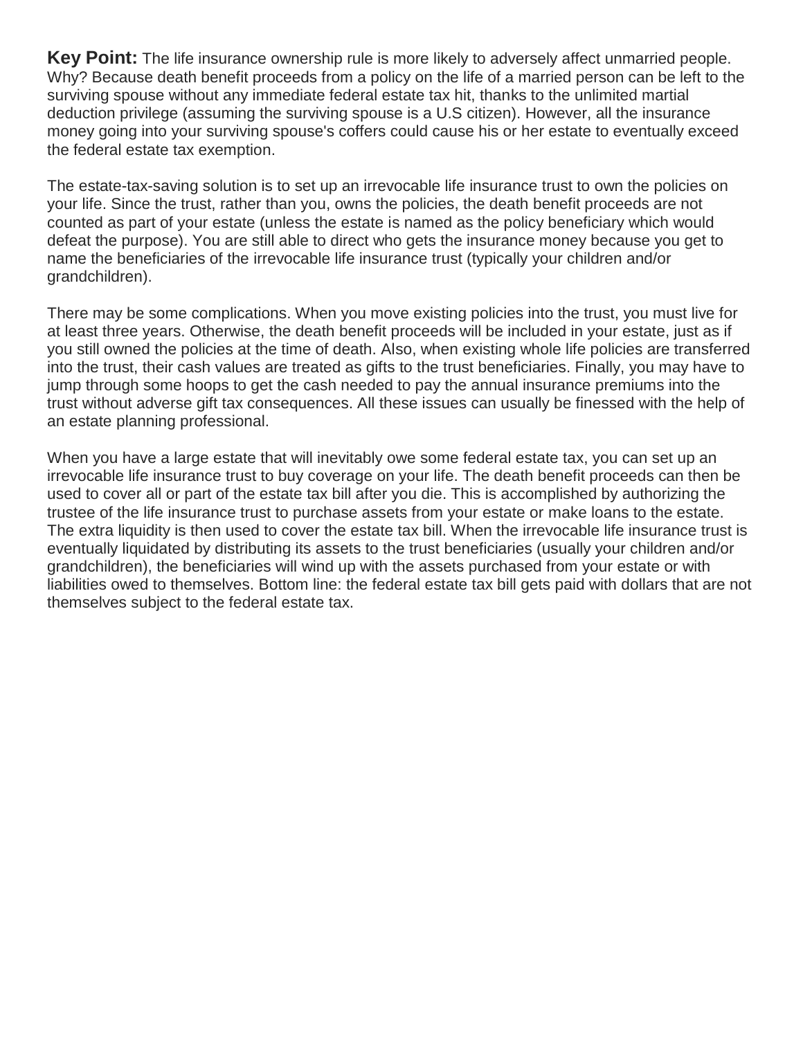**Key Point:** The life insurance ownership rule is more likely to adversely affect unmarried people. Why? Because death benefit proceeds from a policy on the life of a married person can be left to the surviving spouse without any immediate federal estate tax hit, thanks to the unlimited martial deduction privilege (assuming the surviving spouse is a U.S citizen). However, all the insurance money going into your surviving spouse's coffers could cause his or her estate to eventually exceed the federal estate tax exemption.

The estate-tax-saving solution is to set up an irrevocable life insurance trust to own the policies on your life. Since the trust, rather than you, owns the policies, the death benefit proceeds are not counted as part of your estate (unless the estate is named as the policy beneficiary which would defeat the purpose). You are still able to direct who gets the insurance money because you get to name the beneficiaries of the irrevocable life insurance trust (typically your children and/or grandchildren).

There may be some complications. When you move existing policies into the trust, you must live for at least three years. Otherwise, the death benefit proceeds will be included in your estate, just as if you still owned the policies at the time of death. Also, when existing whole life policies are transferred into the trust, their cash values are treated as gifts to the trust beneficiaries. Finally, you may have to jump through some hoops to get the cash needed to pay the annual insurance premiums into the trust without adverse gift tax consequences. All these issues can usually be finessed with the help of an estate planning professional.

When you have a large estate that will inevitably owe some federal estate tax, you can set up an irrevocable life insurance trust to buy coverage on your life. The death benefit proceeds can then be used to cover all or part of the estate tax bill after you die. This is accomplished by authorizing the trustee of the life insurance trust to purchase assets from your estate or make loans to the estate. The extra liquidity is then used to cover the estate tax bill. When the irrevocable life insurance trust is eventually liquidated by distributing its assets to the trust beneficiaries (usually your children and/or grandchildren), the beneficiaries will wind up with the assets purchased from your estate or with liabilities owed to themselves. Bottom line: the federal estate tax bill gets paid with dollars that are not themselves subject to the federal estate tax.